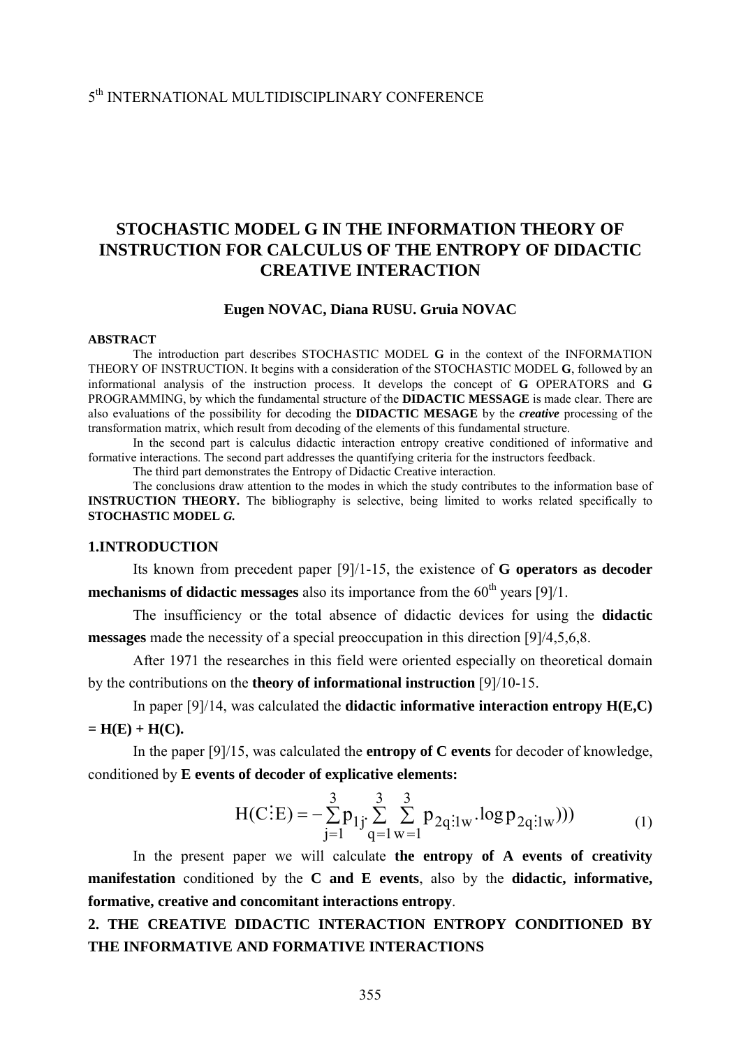# STOCHASTIC MODEL G IN THE INFORMATION THEORY OF INSTRUCTION FOR CALCULUS OF THE ENTROPY OF DIDACTIC CREATIVE INTERACTION

**Eugen NOVAC, Diana RUSU. Gruia NOVAC**

**ABSTRACT**

The introduction part describes STOCHASTIC MODEL **G** in the context of the INFORMATION THEORY OF INSTRUCTION. It begins with a consideration of the STOCHASTIC MODEL **G**, followed by an informational analysis of the instruction process. It develops the concept of **G** OPERATORS and **G** PROGRAMMING, by which the fundamental structure of the **DIDACTIC MESSAGE** is made clear. There are also evaluations of the possibility for decoding the **DIDACTIC MESAGE** by the ***creative*** processing of the transformation matrix, which result from decoding of the elements of this fundamental structure.

In the second part is calculus didactic interaction entropy creative conditioned of informative and formative interactions. The second part addresses the quantifying criteria for the instructors feedback.

The third part demonstrates the Entropy of Didactic Creative interaction.

The conclusions draw attention to the modes in which the study contributes to the information base of **INSTRUCTION THEORY.** The bibliography is selective, being limited to works related specifically to **STOCHASTIC MODEL *G.***

## 1.INTRODUCTION

Its known from precedent paper [9]/1-15, the existence of **G operators as decoder mechanisms of didactic messages** also its importance from the 60th years [9]/1.

The insufficiency or the total absence of didactic devices for using the **didactic messages** made the necessity of a special preoccupation in this direction [9]/4,5,6,8.

After 1971 the researches in this field were oriented especially on theoretical domain by the contributions on the **theory of informational instruction** [9]/10-15.

In paper [9]/14, was calculated the **didactic informative interaction entropy H(E,C) = H(E) + H(C).**

In the paper [9]/15, was calculated the **entropy of C events** for decoder of knowledge, conditioned by **E events of decoder of explicative elements:**

$$H(C\vdots E) = -\sum_{j=1}^{3} p_{1j} \cdot \sum_{q=1}^{3} \sum_{w=1}^{3} p_{2q\vdots 1w} \cdot \log p_{2q\vdots 1w}))) \tag{1}$$

In the present paper we will calculate **the entropy of A events of creativity manifestation** conditioned by the **C and E events**, also by the **didactic, informative, formative, creative and concomitant interactions entropy**.

## 2. THE CREATIVE DIDACTIC INTERACTION ENTROPY CONDITIONED BY THE INFORMATIVE AND FORMATIVE INTERACTIONS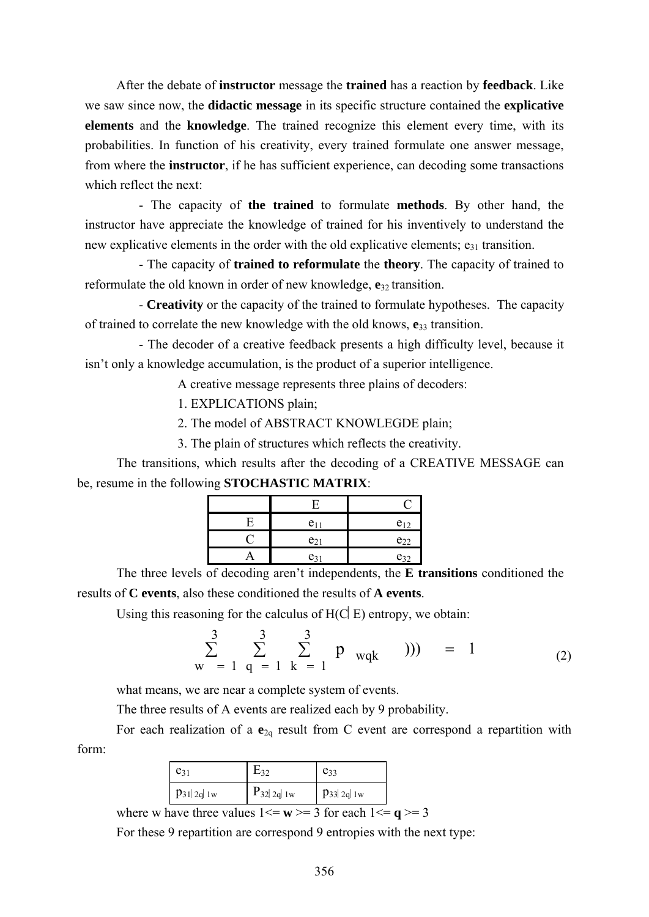After the debate of **instructor** message the **trained** has a reaction by **feedback**. Like we saw since now, the **didactic message** in its specific structure contained the **explicative elements** and the **knowledge**. The trained recognize this element every time, with its probabilities. In function of his creativity, every trained formulate one answer message, from where the **instructor**, if he has sufficient experience, can decoding some transactions which reflect the next:

- The capacity of **the trained** to formulate **methods**. By other hand, the instructor have appreciate the knowledge of trained for his inventively to understand the new explicative elements in the order with the old explicative elements; $e_{31}$ transition.

- The capacity of **trained to reformulate** the **theory**. The capacity of trained to reformulate the old known in order of new knowledge, $\mathbf{e}_{32}$ transition.

- **Creativity** or the capacity of the trained to formulate hypotheses. The capacity of trained to correlate the new knowledge with the old knows, $\mathbf{e}_{33}$ transition.

- The decoder of a creative feedback presents a high difficulty level, because it isn't only a knowledge accumulation, is the product of a superior intelligence.

A creative message represents three plains of decoders:

1. EXPLICATIONS plain;
2. The model of ABSTRACT KNOWLEGDE plain;
3. The plain of structures which reflects the creativity.

The transitions, which results after the decoding of a CREATIVE MESSAGE can be, resume in the following **STOCHASTIC MATRIX**:

| | E | C |
|---|---|---|
| E | $e_{11}$ | $e_{12}$ |
| C | $e_{21}$ | $e_{22}$ |
| A | $e_{31}$ | $e_{32}$ |

The three levels of decoding aren't independents, the **E transitions** conditioned the results of **C events**, also these conditioned the results of **A events**.

Using this reasoning for the calculus of H(C| E) entropy, we obtain:

$$\sum_{w=1}^{3} \sum_{q=1}^{3} \sum_{k=1}^{3} p_{wqk} \quad ))) = 1 \qquad (2)$$

what means, we are near a complete system of events.

The three results of A events are realized each by 9 probability.

For each realization of a $\mathbf{e}_{2q}$ result from C event are correspond a repartition with form:

| $e_{31}$ | $E_{32}$ | $e_{33}$ |
|---|---|---|
| $p_{31\|2q\|1w}$ | $P_{32\|2q\|1w}$ | $p_{33\|2q\|1w}$ |

where w have three values 1<= **w** >= 3 for each 1<= **q** >= 3

For these 9 repartition are correspond 9 entropies with the next type: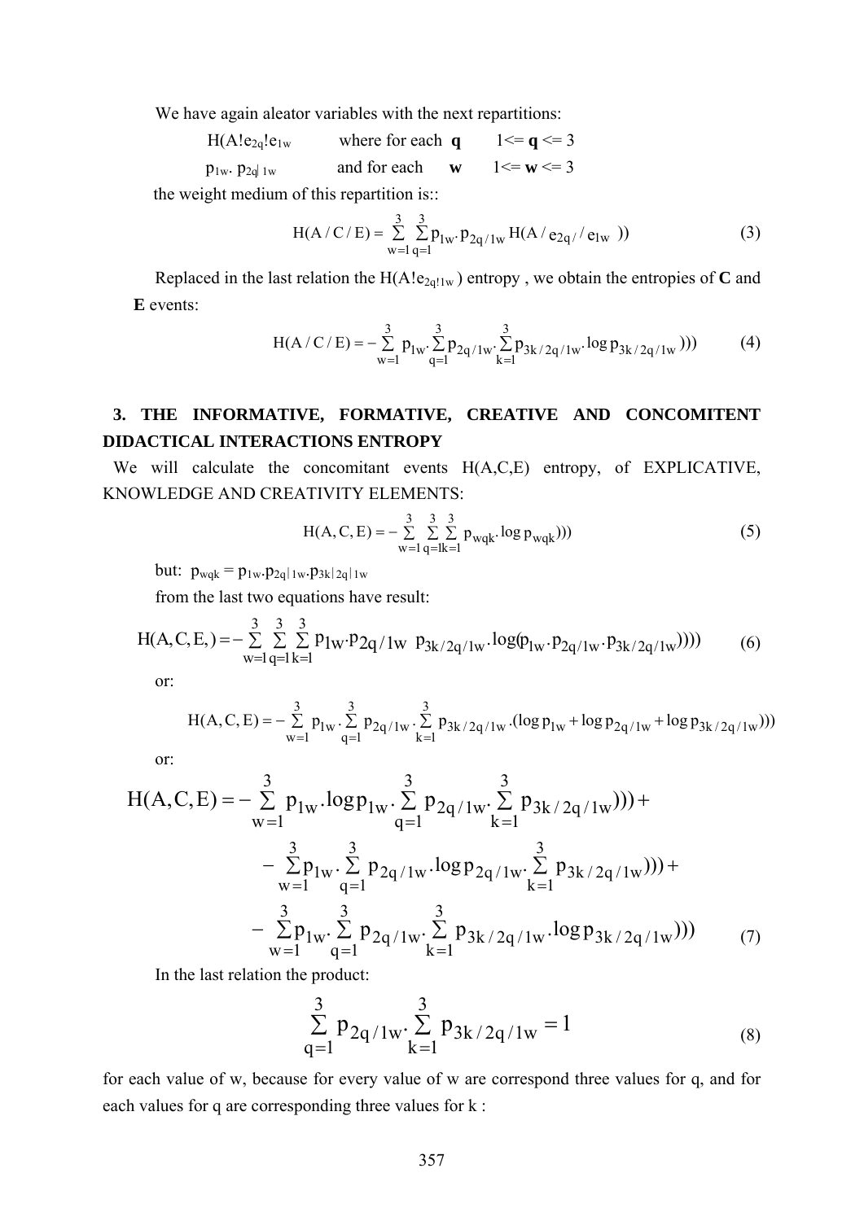We have again aleator variables with the next repartitions:

$H(A!e_{2q}!e_{1w}$ where for each **q** $1 <= \mathbf{q} <= 3$

$p_{1w} \cdot p_{2q|1w}$ and for each **w** $1 <= \mathbf{w} <= 3$

the weight medium of this repartition is::

$$H(A/C/E) = \sum_{w=1}^{3}\sum_{q=1}^{3} p_{1w} \cdot p_{2q/1w} H(A/e_{2q/}/e_{1w})) \tag{3}$$

Replaced in the last relation the $H(A!e_{2q!1w})$ entropy , we obtain the entropies of **C** and **E** events:

$$H(A/C/E) = -\sum_{w=1}^{3} p_{1w} \cdot \sum_{q=1}^{3} p_{2q/1w} \cdot \sum_{k=1}^{3} p_{3k/2q/1w} \cdot \log p_{3k/2q/1w}))) \tag{4}$$

## 3. THE INFORMATIVE, FORMATIVE, CREATIVE AND CONCOMITENT DIDACTICAL INTERACTIONS ENTROPY

We will calculate the concomitant events H(A,C,E) entropy, of EXPLICATIVE, KNOWLEDGE AND CREATIVITY ELEMENTS:

$$H(A,C,E) = -\sum_{w=1}^{3}\sum_{q=1}^{3}\sum_{k=1}^{3} p_{wqk} \cdot \log p_{wqk}))) \tag{5}$$

but: $p_{wqk} = p_{1w} \cdot p_{2q|1w} \cdot p_{3k|2q|1w}$

from the last two equations have result:

$$H(A,C,E,) = -\sum_{w=1}^{3}\sum_{q=1}^{3}\sum_{k=1}^{3} p_{1w} \cdot p_{2q/1w}\; p_{3k/2q/1w} \cdot \log(p_{1w} \cdot p_{2q/1w} \cdot p_{3k/2q/1w})))) \tag{6}$$

or:

$$H(A,C,E) = -\sum_{w=1}^{3} p_{1w} \cdot \sum_{q=1}^{3} p_{2q/1w} \cdot \sum_{k=1}^{3} p_{3k/2q/1w} \cdot (\log p_{1w} + \log p_{2q/1w} + \log p_{3k/2q/1w})))$$

or:

$$\begin{aligned}H(A,C,E) = &-\sum_{w=1}^{3} p_{1w} . \log p_{1w} \cdot \sum_{q=1}^{3} p_{2q/1w} \cdot \sum_{k=1}^{3} p_{3k/2q/1w}))) + \\ &-\sum_{w=1}^{3} p_{1w} \cdot \sum_{q=1}^{3} p_{2q/1w} . \log p_{2q/1w} \cdot \sum_{k=1}^{3} p_{3k/2q/1w}))) + \\ &-\sum_{w=1}^{3} p_{1w} \cdot \sum_{q=1}^{3} p_{2q/1w} \cdot \sum_{k=1}^{3} p_{3k/2q/1w} . \log p_{3k/2q/1w})))\end{aligned} \tag{7}$$

In the last relation the product:

$$\sum_{q=1}^{3} p_{2q/1w} \cdot \sum_{k=1}^{3} p_{3k/2q/1w} = 1 \tag{8}$$

for each value of w, because for every value of w are correspond three values for q, and for each values for q are corresponding three values for k :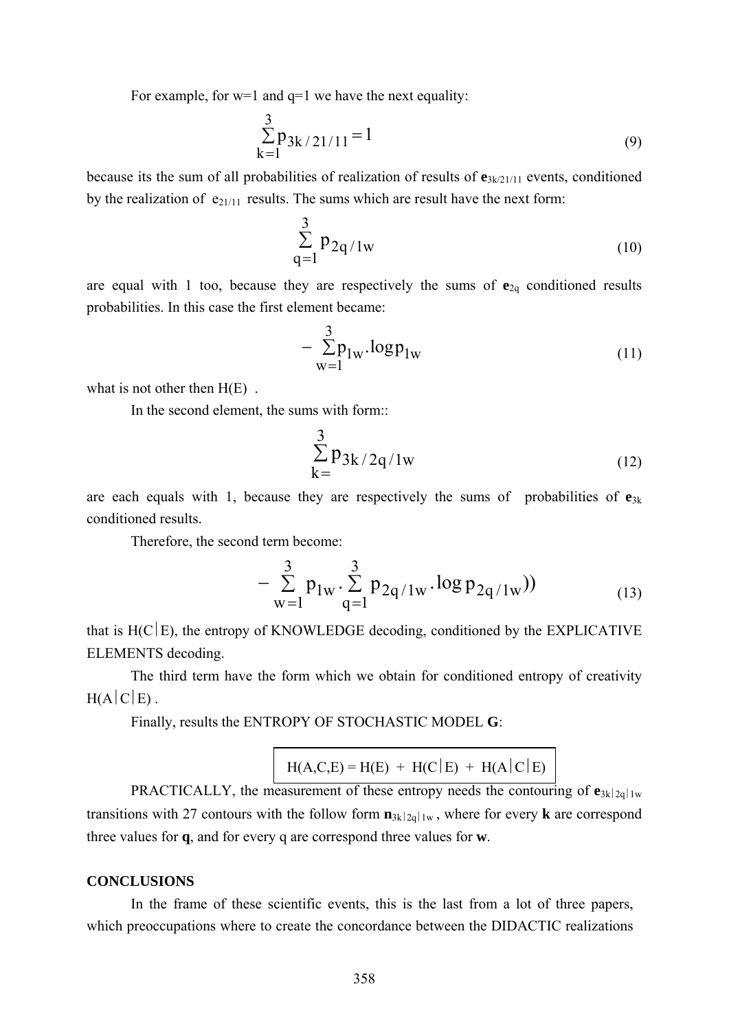For example, for w=1 and q=1 we have the next equality:

$$\sum_{k=1}^{3} p_{3k/21/11} = 1 \tag{9}$$

because its the sum of all probabilities of realization of results of $\mathbf{e}_{3k/21/11}$ events, conditioned by the realization of $e_{21/11}$ results. The sums which are result have the next form:

$$\sum_{q=1}^{3} p_{2q/1w} \tag{10}$$

are equal with 1 too, because they are respectively the sums of $\mathbf{e}_{2q}$ conditioned results probabilities. In this case the first element became:

$$-\sum_{w=1}^{3} p_{1w}.\log p_{1w} \tag{11}$$

what is not other then H(E) .

In the second element, the sums with form::

$$\sum_{k=}^{3} p_{3k/2q/1w} \tag{12}$$

are each equals with 1, because they are respectively the sums of probabilities of $\mathbf{e}_{3k}$ conditioned results.

Therefore, the second term become:

$$-\sum_{w=1}^{3} p_{1w}.\sum_{q=1}^{3} p_{2q/1w}.\log p_{2q/1w})) \tag{13}$$

that is H(C|E), the entropy of KNOWLEDGE decoding, conditioned by the EXPLICATIVE ELEMENTS decoding.

The third term have the form which we obtain for conditioned entropy of creativity H(A|C|E) .

Finally, results the ENTROPY OF STOCHASTIC MODEL **G**:

$$H(A,C,E) = H(E) + H(C|E) + H(A|C|E)$$

PRACTICALLY, the measurement of these entropy needs the contouring of $\mathbf{e}_{3k|2q|1w}$ transitions with 27 contours with the follow form $\mathbf{n}_{3k|2q|1w}$, where for every **k** are correspond three values for **q**, and for every q are correspond three values for **w**.

**CONCLUSIONS**

In the frame of these scientific events, this is the last from a lot of three papers, which preoccupations where to create the concordance between the DIDACTIC realizations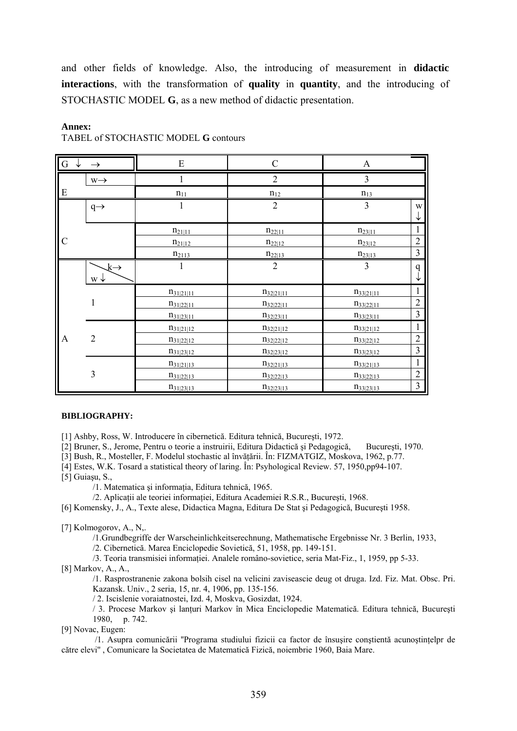and other fields of knowledge. Also, the introducing of measurement in **didactic interactions**, with the transformation of **quality** in **quantity**, and the introducing of STOCHASTIC MODEL **G**, as a new method of didactic presentation.

**Annex:**

TABEL of STOCHASTIC MODEL **G** contours

| G ↓ | → | E | C | A | |
|---|---|---|---|---|---|
| E | w→ | 1 | 2 | 3 | |
| | | $n_{11}$ | $n_{12}$ | $n_{13}$ | |
| C | q→ | 1 | 2 | 3 | w ↓ |
| | | $n_{21\|11}$ | $n_{22\|11}$ | $n_{23\|11}$ | 1 |
| | | $n_{21\|12}$ | $n_{22\|12}$ | $n_{23\|12}$ | 2 |
| | | $n_{21\|13}$ | $n_{22\|13}$ | $n_{23\|13}$ | 3 |
| A | k→ / w↓ | 1 | 2 | 3 | q ↓ |
| | 1 | $n_{31\|21\|11}$ | $n_{32\|21\|11}$ | $n_{33\|21\|11}$ | 1 |
| | | $n_{31\|22\|11}$ | $n_{32\|22\|11}$ | $n_{33\|22\|11}$ | 2 |
| | | $n_{31\|23\|11}$ | $n_{32\|23\|11}$ | $n_{33\|23\|11}$ | 3 |
| | 2 | $n_{31\|21\|12}$ | $n_{32\|21\|12}$ | $n_{33\|21\|12}$ | 1 |
| | | $n_{31\|22\|12}$ | $n_{32\|22\|12}$ | $n_{33\|22\|12}$ | 2 |
| | | $n_{31\|23\|12}$ | $n_{32\|23\|12}$ | $n_{33\|23\|12}$ | 3 |
| | 3 | $n_{31\|21\|13}$ | $n_{32\|21\|13}$ | $n_{33\|21\|13}$ | 1 |
| | | $n_{31\|22\|13}$ | $n_{32\|22\|13}$ | $n_{33\|22\|13}$ | 2 |
| | | $n_{31\|23\|13}$ | $n_{32\|23\|13}$ | $n_{33\|23\|13}$ | 3 |

**BIBLIOGRAPHY:**

[1] Ashby, Ross, W. Introducere în cibernetică. Editura tehnică, Bucureşti, 1972.

[2] Bruner, S., Jerome, Pentru o teorie a instruirii, Editura Didactică şi Pedagogică, Bucureşti, 1970.

[3] Bush, R., Mosteller, F. Modelul stochastic al învăţării. În: FIZMATGIZ, Moskova, 1962, p.77.

[4] Estes, W.K. Tosard a statistical theory of laring. În: Psyhological Review. 57, 1950,pp94-107.

[5] Guiaşu, S.,

/1. Matematica şi informaţia, Editura tehnică, 1965.

/2. Aplicaţii ale teoriei informaţiei, Editura Academiei R.S.R., Bucureşti, 1968.

[6] Komensky, J., A., Texte alese, Didactica Magna, Editura De Stat şi Pedagogică, Bucureşti 1958.

[7] Kolmogorov, A., N,.

/1.Grundbegriffe der Warscheinlichkeitserechnung, Mathematische Ergebnisse Nr. 3 Berlin, 1933,

/2. Cibernetică. Marea Enciclopedie Sovietică, 51, 1958, pp. 149-151.

/3. Teoria transmisiei informaţiei. Analele româno-sovietice, seria Mat-Fiz., 1, 1959, pp 5-33.

[8] Markov, A., A.,

/1. Rasprostranenie zakona bolsih cisel na velicini zaviseascie deug ot druga. Izd. Fiz. Mat. Obsc. Pri. Kazansk. Univ., 2 seria, 15, nr. 4, 1906, pp. 135-156.

/ 2. Iscislenie voraiatnostei, Izd. 4, Moskva, Gosizdat, 1924.

/ 3. Procese Markov şi lanţuri Markov în Mica Enciclopedie Matematică. Editura tehnică, Bucureşti 1980, p. 742.

[9] Novac, Eugen:

/1. Asupra comunicării "Programa studiului fizicii ca factor de însuşire conştientă acunoştinţelpr de către elevi" , Comunicare la Societatea de Matematică Fizică, noiembrie 1960, Baia Mare.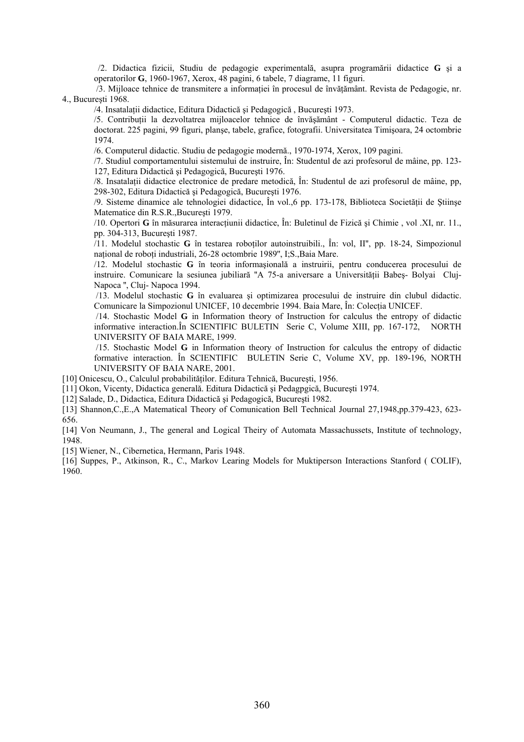/2. Didactica fizicii, Studiu de pedagogie experimentală, asupra programării didactice **G** şi a operatorilor **G**, 1960-1967, Xerox, 48 pagini, 6 tabele, 7 diagrame, 11 figuri.

/3. Mijloace tehnice de transmitere a informației în procesul de învățământ. Revista de Pedagogie, nr. 4., Bucureşti 1968.

/4. Insatalații didactice, Editura Didactică şi Pedagogică , Bucureşti 1973.

/5. Contribuții la dezvoltatrea mijloacelor tehnice de învăşământ - Computerul didactic. Teza de doctorat. 225 pagini, 99 figuri, planşe, tabele, grafice, fotografii. Universitatea Timişoara, 24 octombrie 1974.

/6. Computerul didactic. Studiu de pedagogie modernă., 1970-1974, Xerox, 109 pagini.

/7. Studiul comportamentului sistemului de instruire, În: Studentul de azi profesorul de mâine, pp. 123-127, Editura Didactică şi Pedagogică, Bucureşti 1976.

/8. Insatalații didactice electronice de predare metodică, În: Studentul de azi profesorul de mâine, pp, 298-302, Editura Didactică şi Pedagogică, Bucureşti 1976.

/9. Sisteme dinamice ale tehnologiei didactice, În vol.,6 pp. 173-178, Biblioteca Societății de Ştiinşe Matematice din R.S.R.,Bucureşti 1979.

/10. Opertori **G** în măsurarea interacțiunii didactice, În: Buletinul de Fizică şi Chimie , vol .XI, nr. 11., pp. 304-313, Bucureşti 1987.

/11. Modelul stochastic **G** în testarea roboților autoinstruibili., În: vol, II", pp. 18-24, Simpozionul național de roboți industriali, 26-28 octombrie 1989", I;S.,Baia Mare.

/12. Modelul stochastic **G** în teoria informaşională a instruirii, pentru conducerea procesului de instruire. Comunicare la sesiunea jubiliară "A 75-a aniversare a Universității Babeş- Bolyai Cluj-Napoca ", Cluj- Napoca 1994.

/13. Modelul stochastic **G** în evaluarea şi optimizarea procesului de instruire din clubul didactic. Comunicare la Simpozionul UNICEF, 10 decembrie 1994. Baia Mare, În: Colecția UNICEF.

/14. Stochastic Model **G** in Information theory of Instruction for calculus the entropy of didactic informative interaction.În SCIENTIFIC BULETIN Serie C, Volume XIII, pp. 167-172, NORTH UNIVERSITY OF BAIA MARE, 1999.

/15. Stochastic Model **G** in Information theory of Instruction for calculus the entropy of didactic formative interaction. În SCIENTIFIC BULETIN Serie C, Volume XV, pp. 189-196, NORTH UNIVERSITY OF BAIA NARE, 2001.

[10] Onicescu, O., Calculul probabilităților. Editura Tehnică, Bucureşti, 1956.

[11] Okon, Vicenty, Didactica generală. Editura Didactică şi Pedagpgică, Bucureşti 1974.

[12] Salade, D., Didactica, Editura Didactică şi Pedagogică, Bucureşti 1982.

[13] Shannon,C.,E.,A Matematical Theory of Comunication Bell Technical Journal 27,1948,pp.379-423, 623-656.

[14] Von Neumann, J., The general and Logical Theiry of Automata Massachussets, Institute of technology, 1948.

[15] Wiener, N., Cibernetica, Hermann, Paris 1948.

[16] Suppes, P., Atkinson, R., C., Markov Learing Models for Muktiperson Interactions Stanford ( COLIF), 1960.